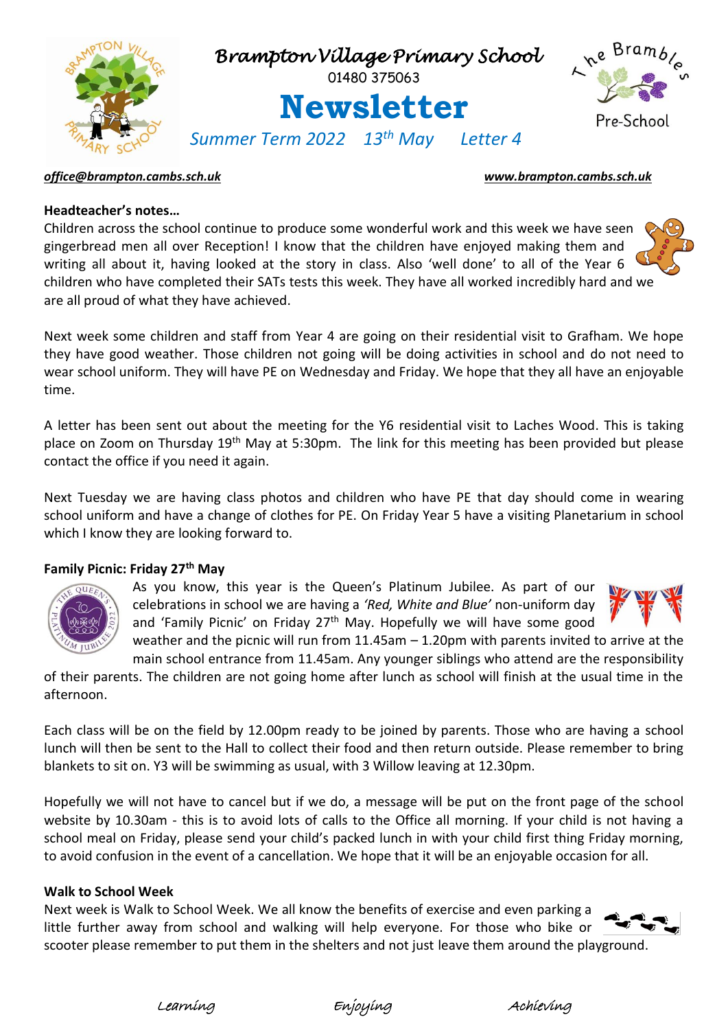# Brampton Village Primary School

01480 375063

# Newsletter

*Summer Term 2022 13th May Letter 4*

The Brambles Pre-School

*office@brampton.cambs.sch.uk* *www.brampton.cambs.sch.uk*

**Headteacher's notes…**

Children across the school continue to produce some wonderful work and this week we have seen gingerbread men all over Reception! I know that the children have enjoyed making them and writing all about it, having looked at the story in class. Also 'well done' to all of the Year 6 children who have completed their SATs tests this week. They have all worked incredibly hard and we are all proud of what they have achieved.

Next week some children and staff from Year 4 are going on their residential visit to Grafham. We hope they have good weather. Those children not going will be doing activities in school and do not need to wear school uniform. They will have PE on Wednesday and Friday. We hope that they all have an enjoyable time.

A letter has been sent out about the meeting for the Y6 residential visit to Laches Wood. This is taking place on Zoom on Thursday 19th May at 5:30pm. The link for this meeting has been provided but please contact the office if you need it again.

Next Tuesday we are having class photos and children who have PE that day should come in wearing school uniform and have a change of clothes for PE. On Friday Year 5 have a visiting Planetarium in school which I know they are looking forward to.

**Family Picnic: Friday 27th May**

As you know, this year is the Queen's Platinum Jubilee. As part of our celebrations in school we are having a *'Red, White and Blue'* non-uniform day and 'Family Picnic' on Friday 27th May. Hopefully we will have some good weather and the picnic will run from 11.45am – 1.20pm with parents invited to arrive at the main school entrance from 11.45am. Any younger siblings who attend are the responsibility of their parents. The children are not going home after lunch as school will finish at the usual time in the afternoon.

Each class will be on the field by 12.00pm ready to be joined by parents. Those who are having a school lunch will then be sent to the Hall to collect their food and then return outside. Please remember to bring blankets to sit on. Y3 will be swimming as usual, with 3 Willow leaving at 12.30pm.

Hopefully we will not have to cancel but if we do, a message will be put on the front page of the school website by 10.30am - this is to avoid lots of calls to the Office all morning. If your child is not having a school meal on Friday, please send your child's packed lunch in with your child first thing Friday morning, to avoid confusion in the event of a cancellation. We hope that it will be an enjoyable occasion for all.

**Walk to School Week**

Next week is Walk to School Week. We all know the benefits of exercise and even parking a little further away from school and walking will help everyone. For those who bike or scooter please remember to put them in the shelters and not just leave them around the playground.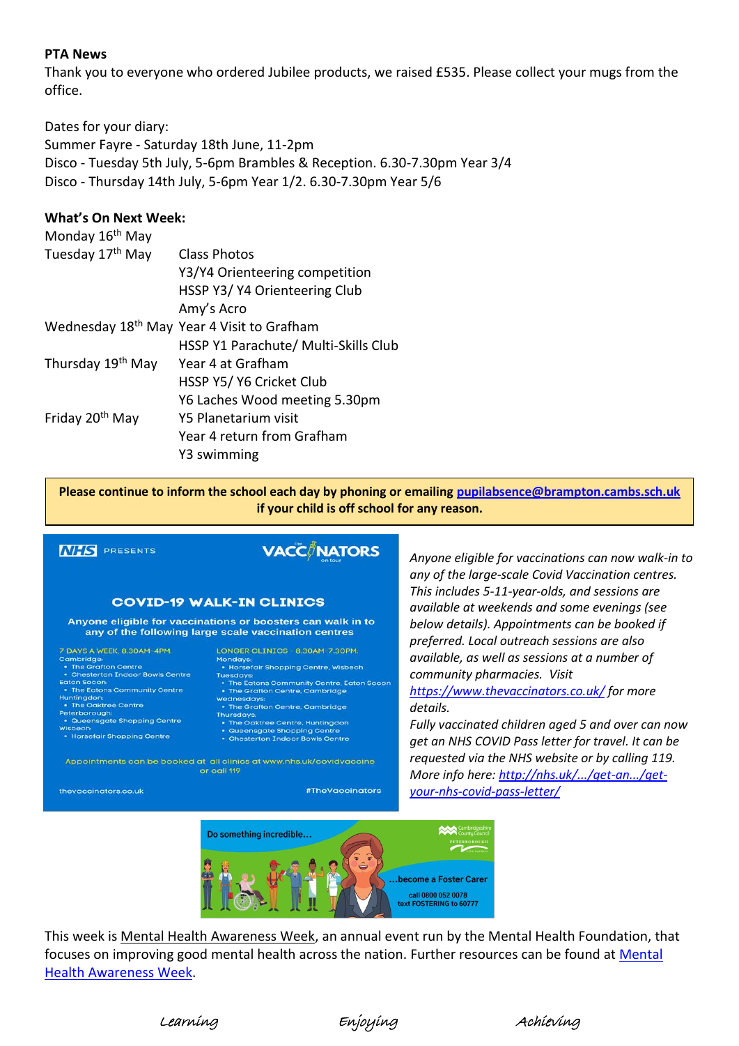**PTA News**

Thank you to everyone who ordered Jubilee products, we raised £535. Please collect your mugs from the office.

Dates for your diary:
Summer Fayre - Saturday 18th June, 11-2pm
Disco - Tuesday 5th July, 5-6pm Brambles & Reception. 6.30-7.30pm Year 3/4
Disco - Thursday 14th July, 5-6pm Year 1/2. 6.30-7.30pm Year 5/6

**What's On Next Week:**

| | |
|---|---|
| Monday 16th May | |
| Tuesday 17th May | Class Photos |
| | Y3/Y4 Orienteering competition |
| | HSSP Y3/ Y4 Orienteering Club |
| | Amy's Acro |
| Wednesday 18th May | Year 4 Visit to Grafham |
| | HSSP Y1 Parachute/ Multi-Skills Club |
| Thursday 19th May | Year 4 at Grafham |
| | HSSP Y5/ Y6 Cricket Club |
| | Y6 Laches Wood meeting 5.30pm |
| Friday 20th May | Y5 Planetarium visit |
| | Year 4 return from Grafham |
| | Y3 swimming |

**Please continue to inform the school each day by phoning or emailing pupilabsence@brampton.cambs.sch.uk if your child is off school for any reason.**

NHS PRESENTS VACCINATORS on tour

COVID-19 WALK-IN CLINICS

Anyone eligible for vaccinations or boosters can walk in to any of the following large scale vaccination centres

7 DAYS A WEEK, 8.30AM-4PM:
Cambridge:
- The Grafton Centre
- Chesterton Indoor Bowls Centre

Eaton Socon:
- The Eatons Community Centre

Huntingdon:
- The Oaktree Centre

Peterborough:
- Queensgate Shopping Centre

Wisbech:
- Horsefair Shopping Centre

LONGER CLINICS - 8.30AM-7.30PM:
Mondays:
- Horsefair Shopping Centre, Wisbech

Tuesdays:
- The Eatons Community Centre, Eaton Socon
- The Grafton Centre, Cambridge

Wednesdays:
- The Grafton Centre, Cambridge

Thursdays:
- The Oaktree Centre, Huntingdon
- Queensgate Shopping Centre
- Chesterton Indoor Bowls Centre

Appointments can be booked at all clinics at www.nhs.uk/covidvaccine or call 119

thevaccinators.co.uk #TheVaccinators

*Anyone eligible for vaccinations can now walk-in to any of the large-scale Covid Vaccination centres. This includes 5-11-year-olds, and sessions are available at weekends and some evenings (see below details). Appointments can be booked if preferred. Local outreach sessions are also available, as well as sessions at a number of community pharmacies. Visit https://www.thevaccinators.co.uk/ for more details.*

*Fully vaccinated children aged 5 and over can now get an NHS COVID Pass letter for travel. It can be requested via the NHS website or by calling 119. More info here: http://nhs.uk/.../get-an.../get-your-nhs-covid-pass-letter/*

Do something incredible... ...become a Foster Carer
call 0800 052 0078
text FOSTERING to 60777

This week is Mental Health Awareness Week, an annual event run by the Mental Health Foundation, that focuses on improving good mental health across the nation. Further resources can be found at Mental Health Awareness Week.

Learning Enjoying Achieving